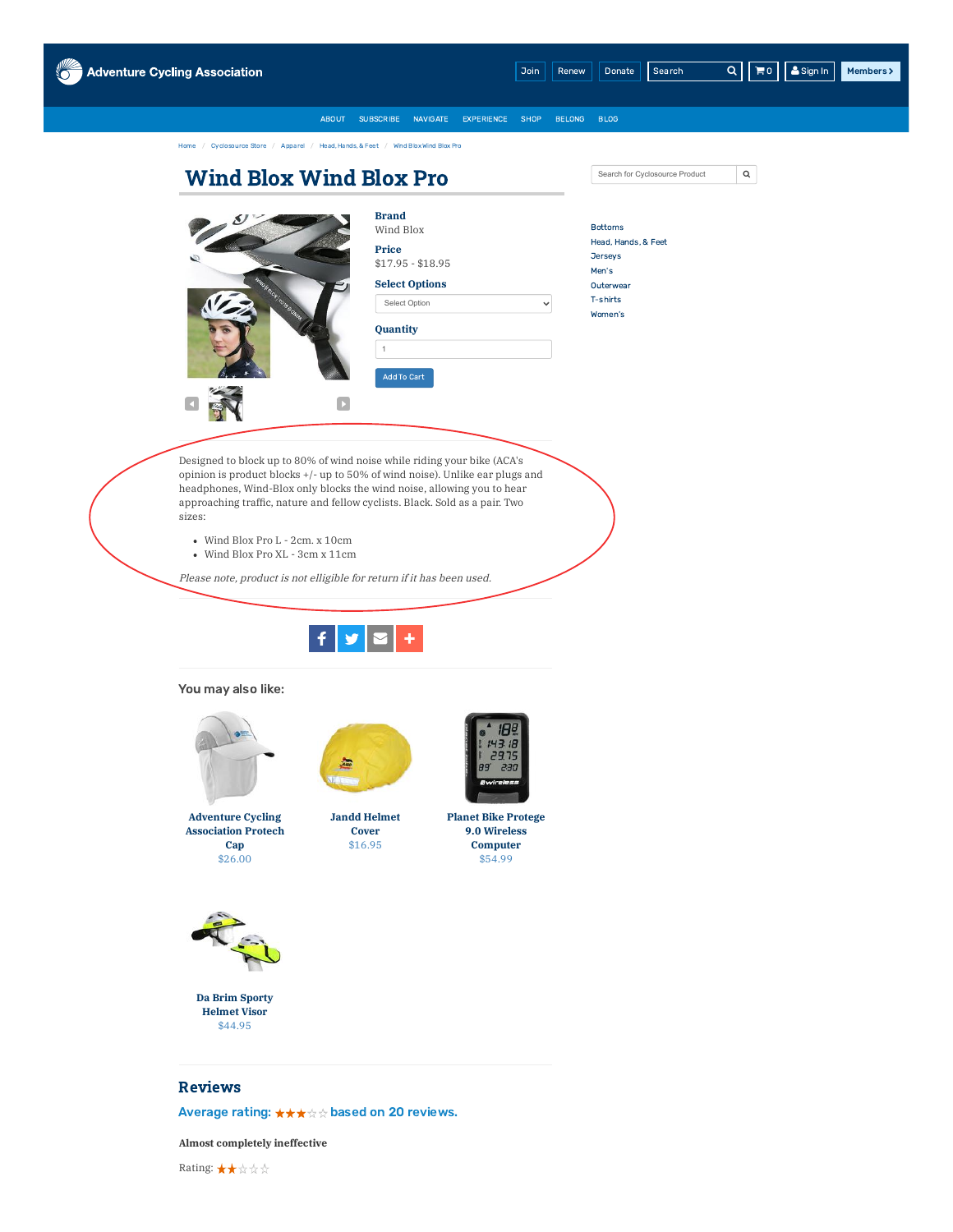Adventure Cycling Association

Join | Renew | Donate | Search | 0 | Sign In | Members

ABOUT SUBSCRIBE NAVIGATE EXPERIENCE SHOP BELONG BLOG

Home / Cyclosource Store / Apparel / Head, Hands, & Feet / Wind Blox Wind Blox Pro

# Wind Blox Wind Blox Pro

**Brand**
Wind Blox

**Price**
$17.95 - $18.95

**Select Options**
Select Option

**Quantity**
1

Add To Cart

Designed to block up to 80% of wind noise while riding your bike (ACA's opinion is product blocks +/- up to 50% of wind noise). Unlike ear plugs and headphones, Wind-Blox only blocks the wind noise, allowing you to hear approaching traffic, nature and fellow cyclists. Black. Sold as a pair. Two sizes:

- Wind Blox Pro L - 2cm. x 10cm
- Wind Blox Pro XL - 3cm x 11cm

*Please note, product is not elligible for return if it has been used.*

Search for Cyclosource Product

- Bottoms
- Head, Hands, & Feet
- Jerseys
- Men's
- Outerwear
- T-shirts
- Women's

### You may also like:

**Adventure Cycling Association Protech Cap**
$26.00

**Jandd Helmet Cover**
$16.95

**Planet Bike Protege 9.0 Wireless Computer**
$54.99

**Da Brim Sporty Helmet Visor**
$44.95

## Reviews

**Average rating: ★★★☆☆ based on 20 reviews.**

**Almost completely ineffective**

Rating: ★★☆☆☆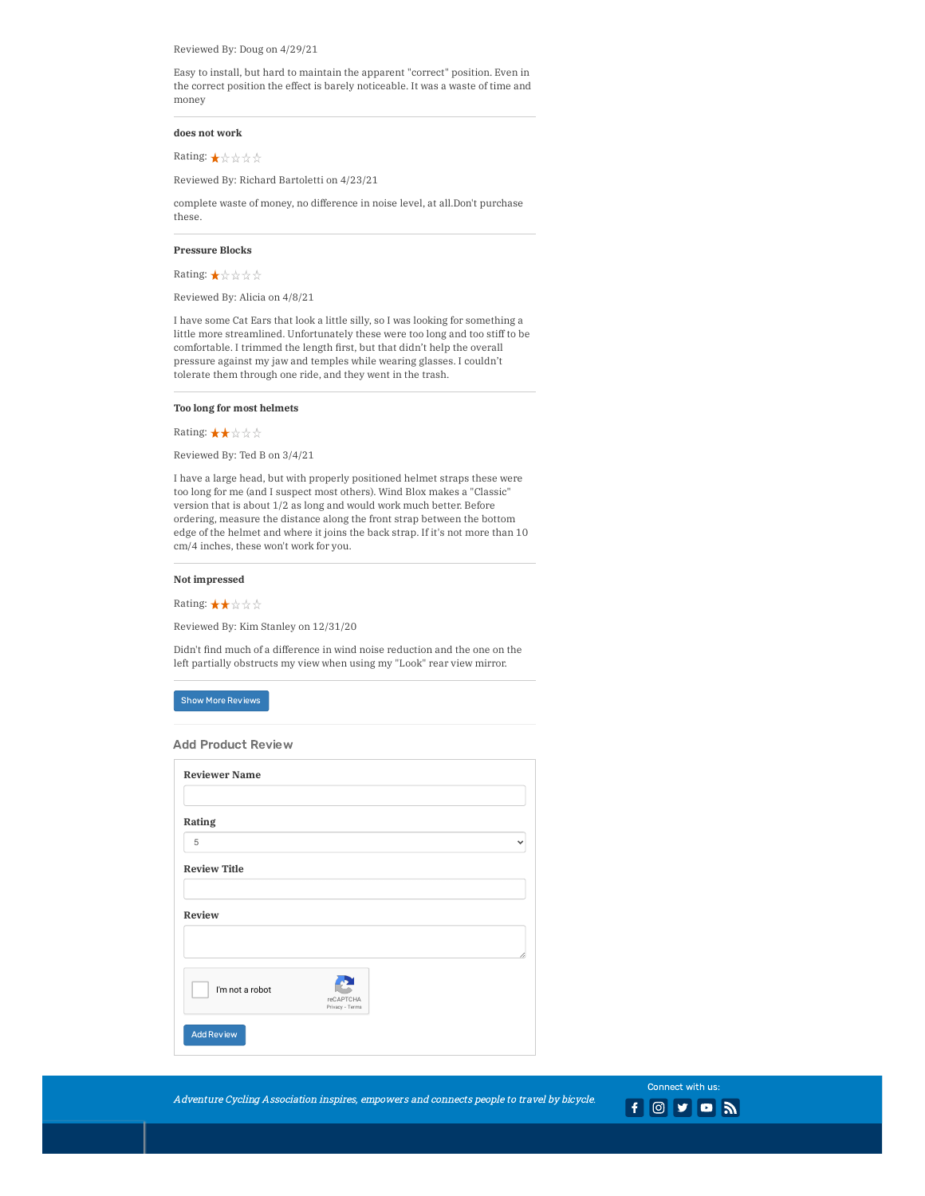Reviewed By: Doug on 4/29/21

Easy to install, but hard to maintain the apparent "correct" position. Even in the correct position the effect is barely noticeable. It was a waste of time and money

---

**does not work**

Rating: ★☆☆☆☆

Reviewed By: Richard Bartoletti on 4/23/21

complete waste of money, no difference in noise level, at all.Don't purchase these.

---

**Pressure Blocks**

Rating: ★☆☆☆☆

Reviewed By: Alicia on 4/8/21

I have some Cat Ears that look a little silly, so I was looking for something a little more streamlined. Unfortunately these were too long and too stiff to be comfortable. I trimmed the length first, but that didn't help the overall pressure against my jaw and temples while wearing glasses. I couldn't tolerate them through one ride, and they went in the trash.

---

**Too long for most helmets**

Rating: ★★☆☆☆

Reviewed By: Ted B on 3/4/21

I have a large head, but with properly positioned helmet straps these were too long for me (and I suspect most others). Wind Blox makes a "Classic" version that is about 1/2 as long and would work much better. Before ordering, measure the distance along the front strap between the bottom edge of the helmet and where it joins the back strap. If it's not more than 10 cm/4 inches, these won't work for you.

---

**Not impressed**

Rating: ★★☆☆☆

Reviewed By: Kim Stanley on 12/31/20

Didn't find much of a difference in wind noise reduction and the one on the left partially obstructs my view when using my "Look" rear view mirror.

---

Show More Reviews

### Add Product Review

**Reviewer Name**

**Rating**

5

**Review Title**

**Review**

I'm not a robot

Add Review

*Adventure Cycling Association inspires, empowers and connects people to travel by bicycle.*

Connect with us: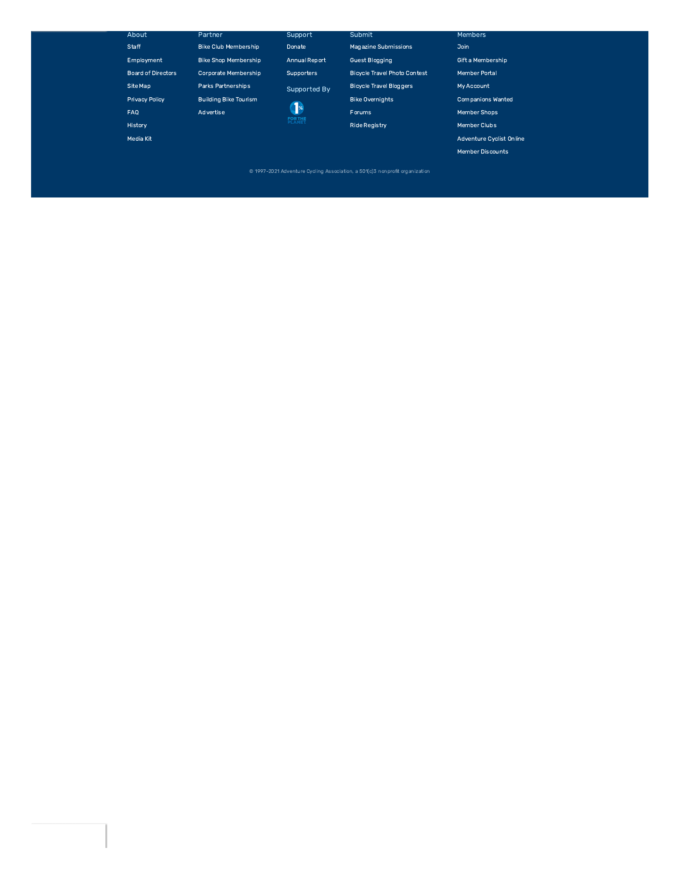**About**

- Staff
- Employment
- Board of Directors
- Site Map
- Privacy Policy
- FAQ
- History
- Media Kit

**Partner**

- Bike Club Membership
- Bike Shop Membership
- Corporate Membership
- Parks Partnerships
- Building Bike Tourism
- Advertise

**Support**

- Donate
- Annual Report
- Supporters

**Supported By**

**Submit**

- Magazine Submissions
- Guest Blogging
- Bicycle Travel Photo Contest
- Bicycle Travel Bloggers
- Bike Overnights
- Forums
- Ride Registry

**Members**

- Join
- Gift a Membership
- Member Portal
- My Account
- Companions Wanted
- Member Shops
- Member Clubs
- Adventure Cyclist Online
- Member Discounts

© 1997-2021 Adventure Cycling Association, a 501(c)3 nonprofit organization